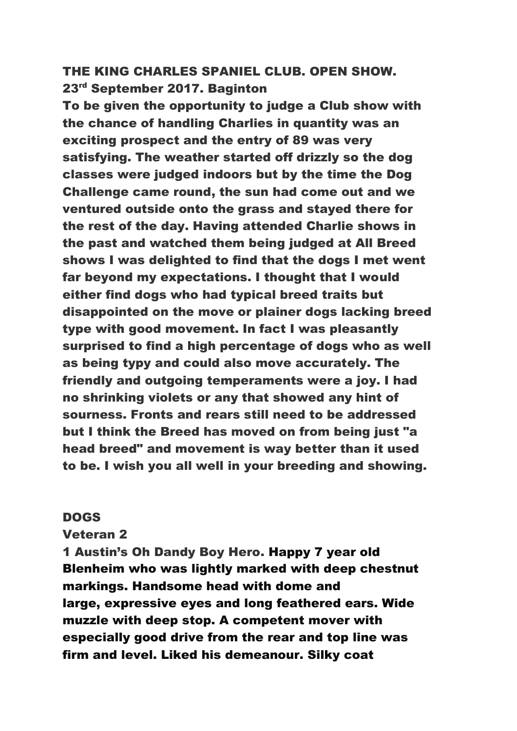# THE KING CHARLES SPANIEL CLUB. OPEN SHOW.

## 23rd September 2017. Baginton

To be given the opportunity to judge a Club show with the chance of handling Charlies in quantity was an exciting prospect and the entry of 89 was very satisfying. The weather started off drizzly so the dog classes were judged indoors but by the time the Dog Challenge came round, the sun had come out and we ventured outside onto the grass and stayed there for the rest of the day. Having attended Charlie shows in the past and watched them being judged at All Breed shows I was delighted to find that the dogs I met went far beyond my expectations. I thought that I would either find dogs who had typical breed traits but disappointed on the move or plainer dogs lacking breed type with good movement. In fact I was pleasantly surprised to find a high percentage of dogs who as well as being typy and could also move accurately. The friendly and outgoing temperaments were a joy. I had no shrinking violets or any that showed any hint of sourness. Fronts and rears still need to be addressed but I think the Breed has moved on from being just "a head breed" and movement is way better than it used to be. I wish you all well in your breeding and showing.

## DOGS

### Veteran 2

1 Austin's Oh Dandy Boy Hero. Happy 7 year old Blenheim who was lightly marked with deep chestnut markings. Handsome head with dome and large, expressive eyes and long feathered ears. Wide muzzle with deep stop. A competent mover with especially good drive from the rear and top line was firm and level. Liked his demeanour. Silky coat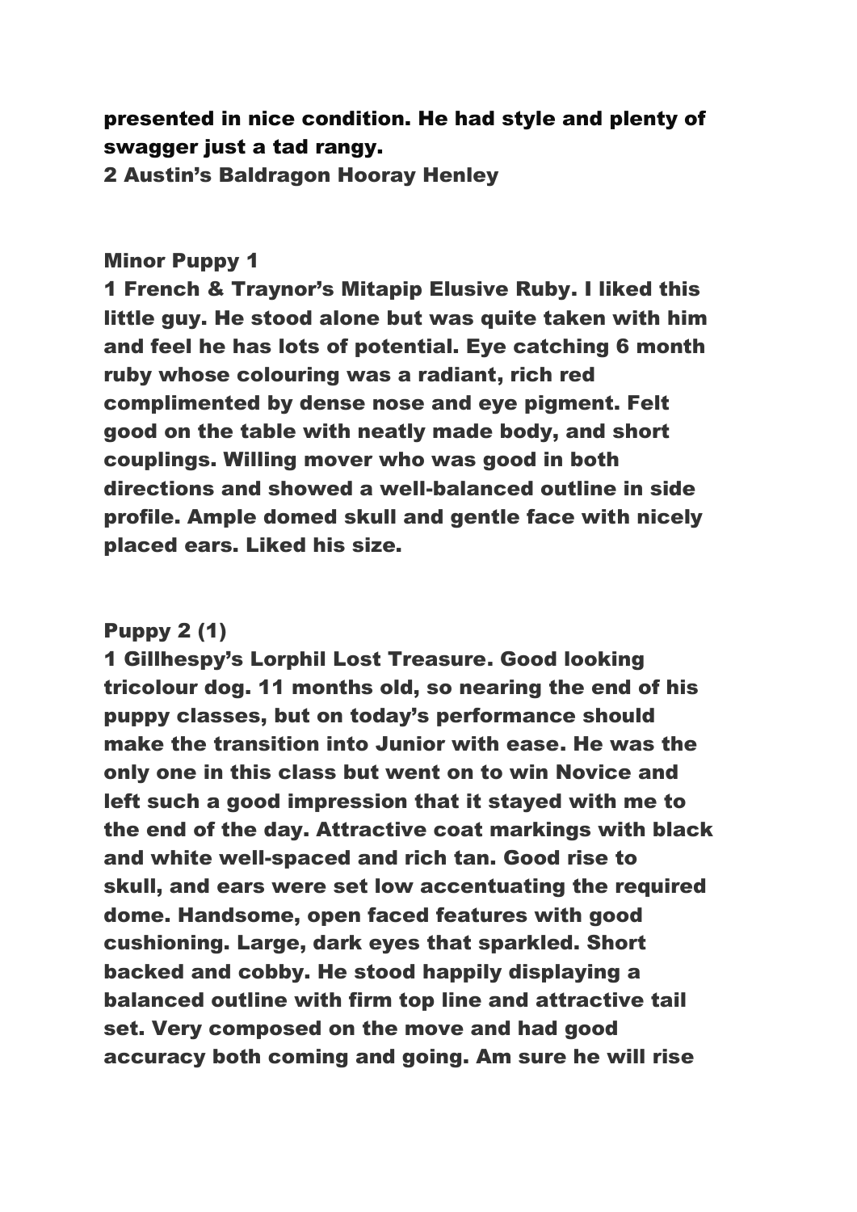**presented in nice condition. He had style and plenty of swagger just a tad rangy.**
**2 Austin's Baldragon Hooray Henley**

**Minor Puppy 1**
**1 French & Traynor's Mitapip Elusive Ruby. I liked this little guy. He stood alone but was quite taken with him and feel he has lots of potential. Eye catching 6 month ruby whose colouring was a radiant, rich red complimented by dense nose and eye pigment. Felt good on the table with neatly made body, and short couplings. Willing mover who was good in both directions and showed a well-balanced outline in side profile. Ample domed skull and gentle face with nicely placed ears. Liked his size.**

**Puppy 2 (1)**
**1 Gillhespy's Lorphil Lost Treasure. Good looking tricolour dog. 11 months old, so nearing the end of his puppy classes, but on today's performance should make the transition into Junior with ease. He was the only one in this class but went on to win Novice and left such a good impression that it stayed with me to the end of the day. Attractive coat markings with black and white well-spaced and rich tan. Good rise to skull, and ears were set low accentuating the required dome. Handsome, open faced features with good cushioning. Large, dark eyes that sparkled. Short backed and cobby. He stood happily displaying a balanced outline with firm top line and attractive tail set. Very composed on the move and had good accuracy both coming and going. Am sure he will rise**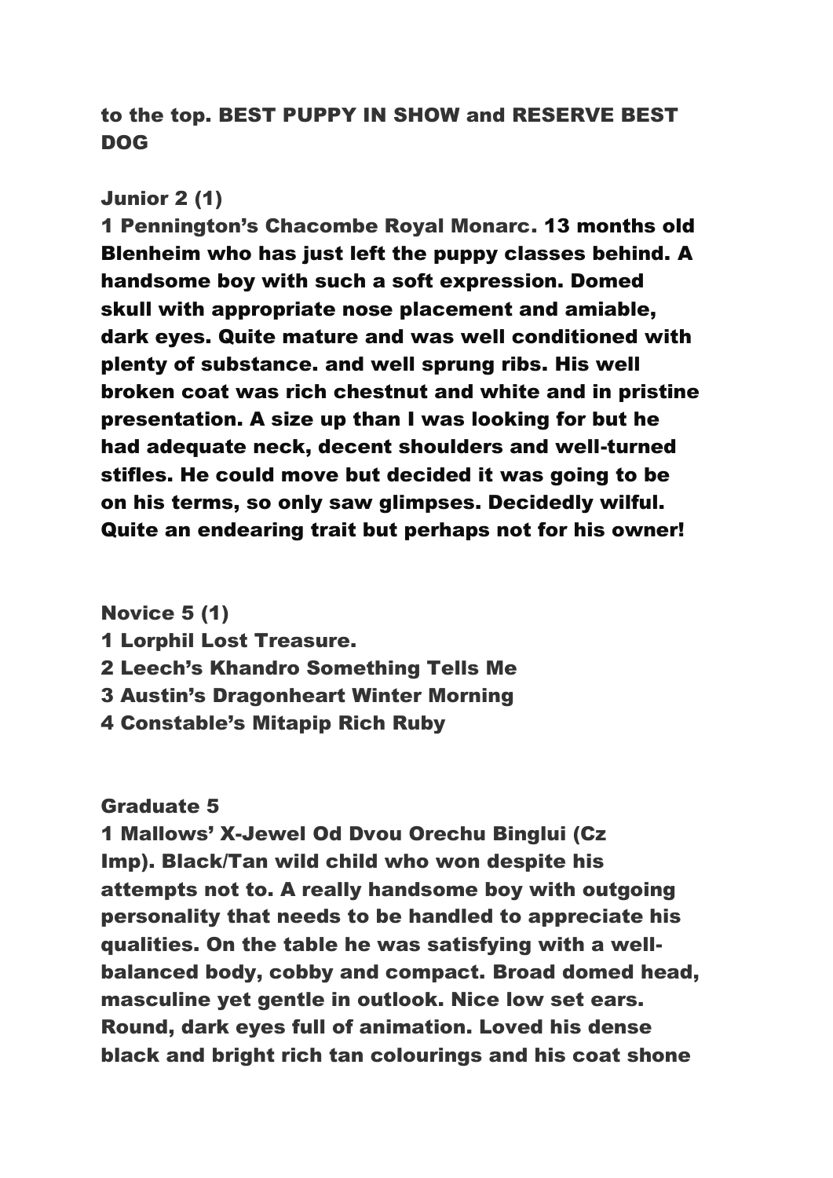to the top. BEST PUPPY IN SHOW and RESERVE BEST DOG

**Junior 2 (1)**

**1 Pennington's Chacombe Royal Monarc. 13 months old Blenheim who has just left the puppy classes behind. A handsome boy with such a soft expression. Domed skull with appropriate nose placement and amiable, dark eyes. Quite mature and was well conditioned with plenty of substance. and well sprung ribs. His well broken coat was rich chestnut and white and in pristine presentation. A size up than I was looking for but he had adequate neck, decent shoulders and well-turned stifles. He could move but decided it was going to be on his terms, so only saw glimpses. Decidedly wilful. Quite an endearing trait but perhaps not for his owner!**

**Novice 5 (1)**

**1 Lorphil Lost Treasure.**
**2 Leech's Khandro Something Tells Me**
**3 Austin's Dragonheart Winter Morning**
**4 Constable's Mitapip Rich Ruby**

**Graduate 5**

**1 Mallows' X-Jewel Od Dvou Orechu Binglui (Cz Imp). Black/Tan wild child who won despite his attempts not to. A really handsome boy with outgoing personality that needs to be handled to appreciate his qualities. On the table he was satisfying with a well-balanced body, cobby and compact. Broad domed head, masculine yet gentle in outlook. Nice low set ears. Round, dark eyes full of animation. Loved his dense black and bright rich tan colourings and his coat shone**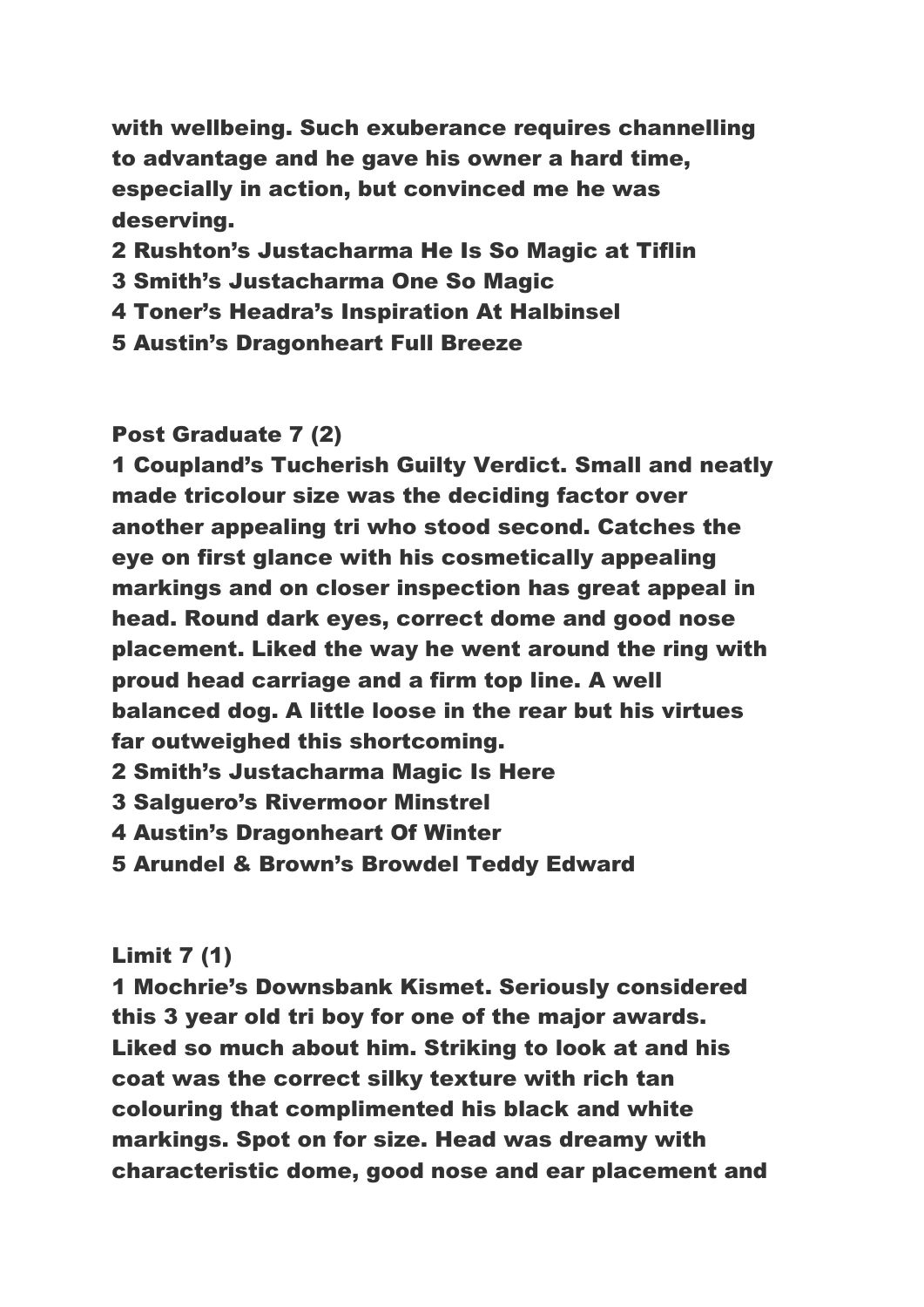with wellbeing. Such exuberance requires channelling to advantage and he gave his owner a hard time, especially in action, but convinced me he was deserving.

2 Rushton's Justacharma He Is So Magic at Tiflin
3 Smith's Justacharma One So Magic
4 Toner's Headra's Inspiration At Halbinsel
5 Austin's Dragonheart Full Breeze

**Post Graduate 7 (2)**

1 Coupland's Tucherish Guilty Verdict. Small and neatly made tricolour size was the deciding factor over another appealing tri who stood second. Catches the eye on first glance with his cosmetically appealing markings and on closer inspection has great appeal in head. Round dark eyes, correct dome and good nose placement. Liked the way he went around the ring with proud head carriage and a firm top line. A well balanced dog. A little loose in the rear but his virtues far outweighed this shortcoming.
2 Smith's Justacharma Magic Is Here
3 Salguero's Rivermoor Minstrel
4 Austin's Dragonheart Of Winter
5 Arundel & Brown's Browdel Teddy Edward

**Limit 7 (1)**

1 Mochrie's Downsbank Kismet. Seriously considered this 3 year old tri boy for one of the major awards. Liked so much about him. Striking to look at and his coat was the correct silky texture with rich tan colouring that complimented his black and white markings. Spot on for size. Head was dreamy with characteristic dome, good nose and ear placement and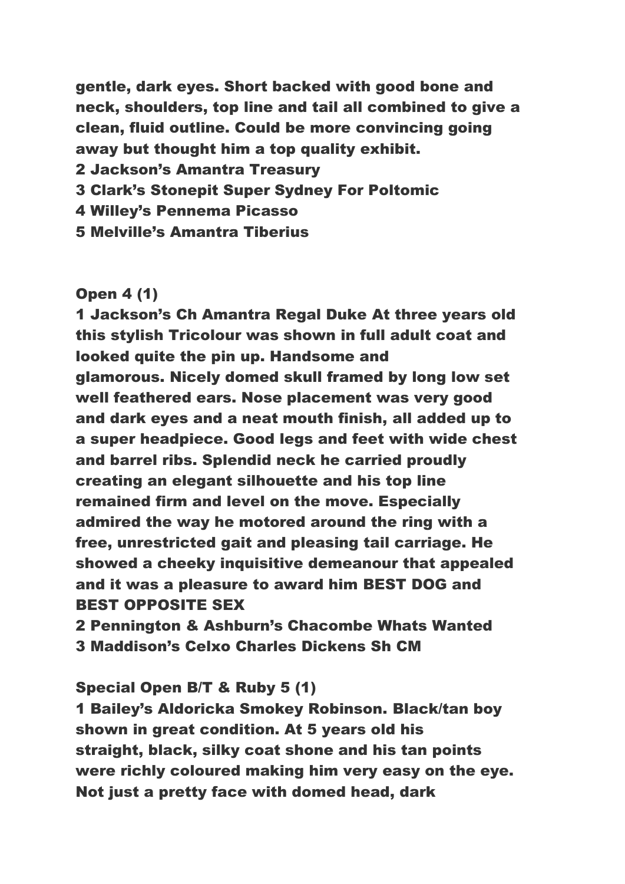**gentle, dark eyes. Short backed with good bone and neck, shoulders, top line and tail all combined to give a clean, fluid outline. Could be more convincing going away but thought him a top quality exhibit.**
**2 Jackson's Amantra Treasury**
**3 Clark's Stonepit Super Sydney For Poltomic**
**4 Willey's Pennema Picasso**
**5 Melville's Amantra Tiberius**

**Open 4 (1)**
**1 Jackson's Ch Amantra Regal Duke At three years old this stylish Tricolour was shown in full adult coat and looked quite the pin up. Handsome and glamorous. Nicely domed skull framed by long low set well feathered ears. Nose placement was very good and dark eyes and a neat mouth finish, all added up to a super headpiece. Good legs and feet with wide chest and barrel ribs. Splendid neck he carried proudly creating an elegant silhouette and his top line remained firm and level on the move. Especially admired the way he motored around the ring with a free, unrestricted gait and pleasing tail carriage. He showed a cheeky inquisitive demeanour that appealed and it was a pleasure to award him BEST DOG and BEST OPPOSITE SEX**
**2 Pennington & Ashburn's Chacombe Whats Wanted**
**3 Maddison's Celxo Charles Dickens Sh CM**

**Special Open B/T & Ruby 5 (1)**
**1 Bailey's Aldoricka Smokey Robinson. Black/tan boy shown in great condition. At 5 years old his straight, black, silky coat shone and his tan points were richly coloured making him very easy on the eye. Not just a pretty face with domed head, dark**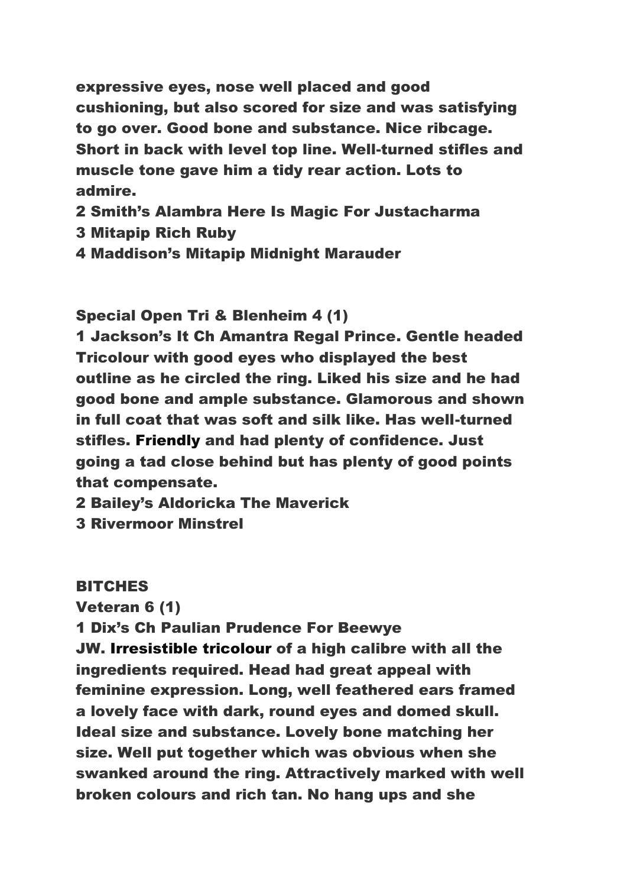**expressive eyes, nose well placed and good cushioning, but also scored for size and was satisfying to go over. Good bone and substance. Nice ribcage. Short in back with level top line. Well-turned stifles and muscle tone gave him a tidy rear action. Lots to admire.**

**2 Smith's Alambra Here Is Magic For Justacharma**

**3 Mitapip Rich Ruby**

**4 Maddison's Mitapip Midnight Marauder**

**Special Open Tri & Blenheim 4 (1)**

**1 Jackson's It Ch Amantra Regal Prince. Gentle headed Tricolour with good eyes who displayed the best outline as he circled the ring. Liked his size and he had good bone and ample substance. Glamorous and shown in full coat that was soft and silk like. Has well-turned stifles.** Friendly **and had plenty of confidence. Just going a tad close behind but has plenty of good points that compensate.**

**2 Bailey's Aldoricka The Maverick**

**3 Rivermoor Minstrel**

**BITCHES**

**Veteran 6 (1)**

**1 Dix's Ch Paulian Prudence For Beewye JW.** Irresistible tricolour **of a high calibre with all the ingredients required. Head had great appeal with feminine expression. Long, well feathered ears framed a lovely face with dark, round eyes and domed skull. Ideal size and substance. Lovely bone matching her size. Well put together which was obvious when she swanked around the ring. Attractively marked with well broken colours and rich tan. No hang ups and she**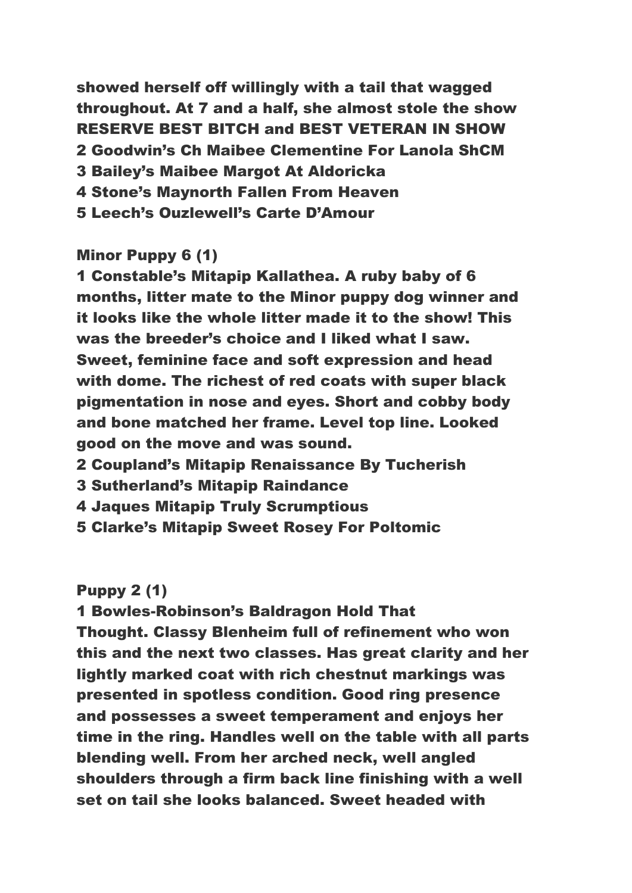**showed herself off willingly with a tail that wagged throughout. At 7 and a half, she almost stole the show**
**RESERVE BEST BITCH and BEST VETERAN IN SHOW**
**2 Goodwin's Ch Maibee Clementine For Lanola ShCM**
**3 Bailey's Maibee Margot At Aldoricka**
**4 Stone's Maynorth Fallen From Heaven**
**5 Leech's Ouzlewell's Carte D'Amour**

**Minor Puppy 6 (1)**
**1 Constable's Mitapip Kallathea. A ruby baby of 6 months, litter mate to the Minor puppy dog winner and it looks like the whole litter made it to the show! This was the breeder's choice and I liked what I saw. Sweet, feminine face and soft expression and head with dome. The richest of red coats with super black pigmentation in nose and eyes. Short and cobby body and bone matched her frame. Level top line. Looked good on the move and was sound.**
**2 Coupland's Mitapip Renaissance By Tucherish**
**3 Sutherland's Mitapip Raindance**
**4 Jaques Mitapip Truly Scrumptious**
**5 Clarke's Mitapip Sweet Rosey For Poltomic**

**Puppy 2 (1)**
**1 Bowles-Robinson's Baldragon Hold That Thought. Classy Blenheim full of refinement who won this and the next two classes. Has great clarity and her lightly marked coat with rich chestnut markings was presented in spotless condition. Good ring presence and possesses a sweet temperament and enjoys her time in the ring. Handles well on the table with all parts blending well. From her arched neck, well angled shoulders through a firm back line finishing with a well set on tail she looks balanced. Sweet headed with**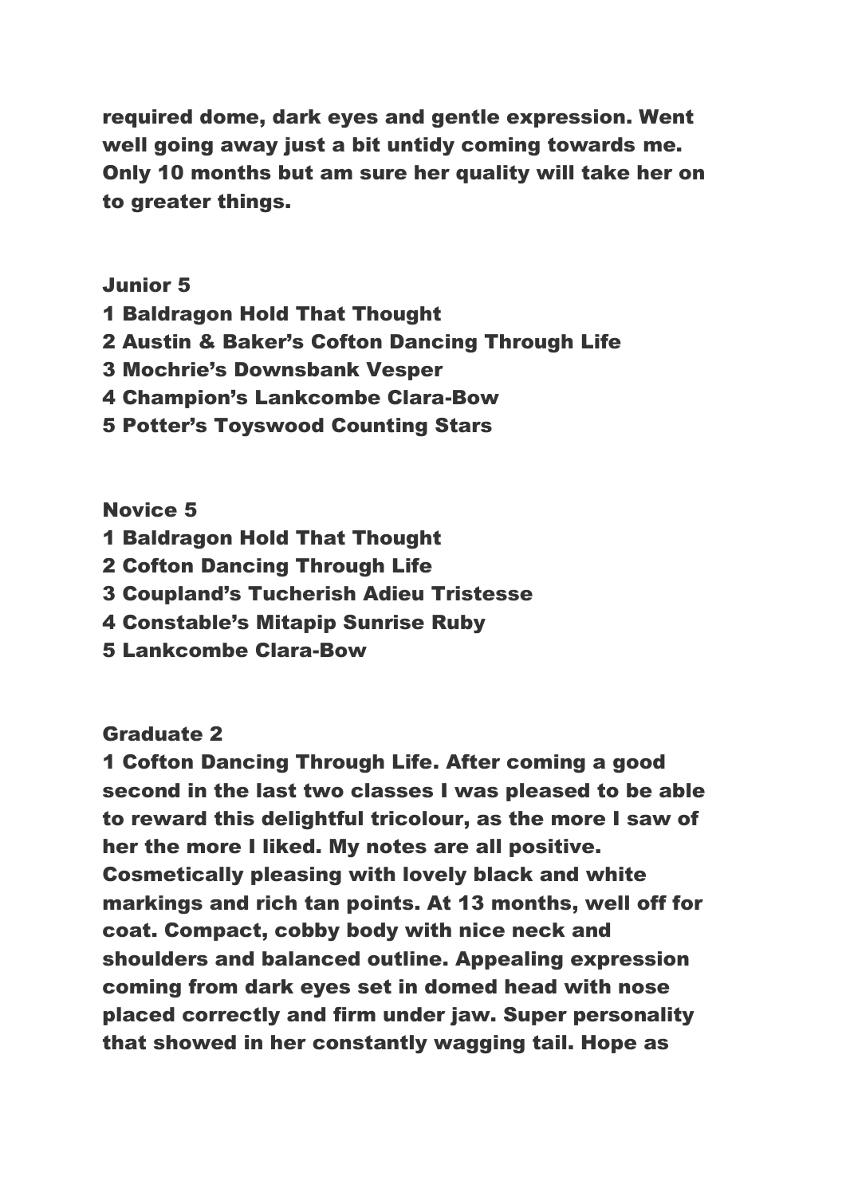required dome, dark eyes and gentle expression. Went well going away just a bit untidy coming towards me. Only 10 months but am sure her quality will take her on to greater things.

**Junior 5**

1 Baldragon Hold That Thought
2 Austin & Baker's Cofton Dancing Through Life
3 Mochrie's Downsbank Vesper
4 Champion's Lankcombe Clara-Bow
5 Potter's Toyswood Counting Stars

**Novice 5**

1 Baldragon Hold That Thought
2 Cofton Dancing Through Life
3 Coupland's Tucherish Adieu Tristesse
4 Constable's Mitapip Sunrise Ruby
5 Lankcombe Clara-Bow

**Graduate 2**

1 Cofton Dancing Through Life. After coming a good second in the last two classes I was pleased to be able to reward this delightful tricolour, as the more I saw of her the more I liked. My notes are all positive. Cosmetically pleasing with lovely black and white markings and rich tan points. At 13 months, well off for coat. Compact, cobby body with nice neck and shoulders and balanced outline. Appealing expression coming from dark eyes set in domed head with nose placed correctly and firm under jaw. Super personality that showed in her constantly wagging tail. Hope as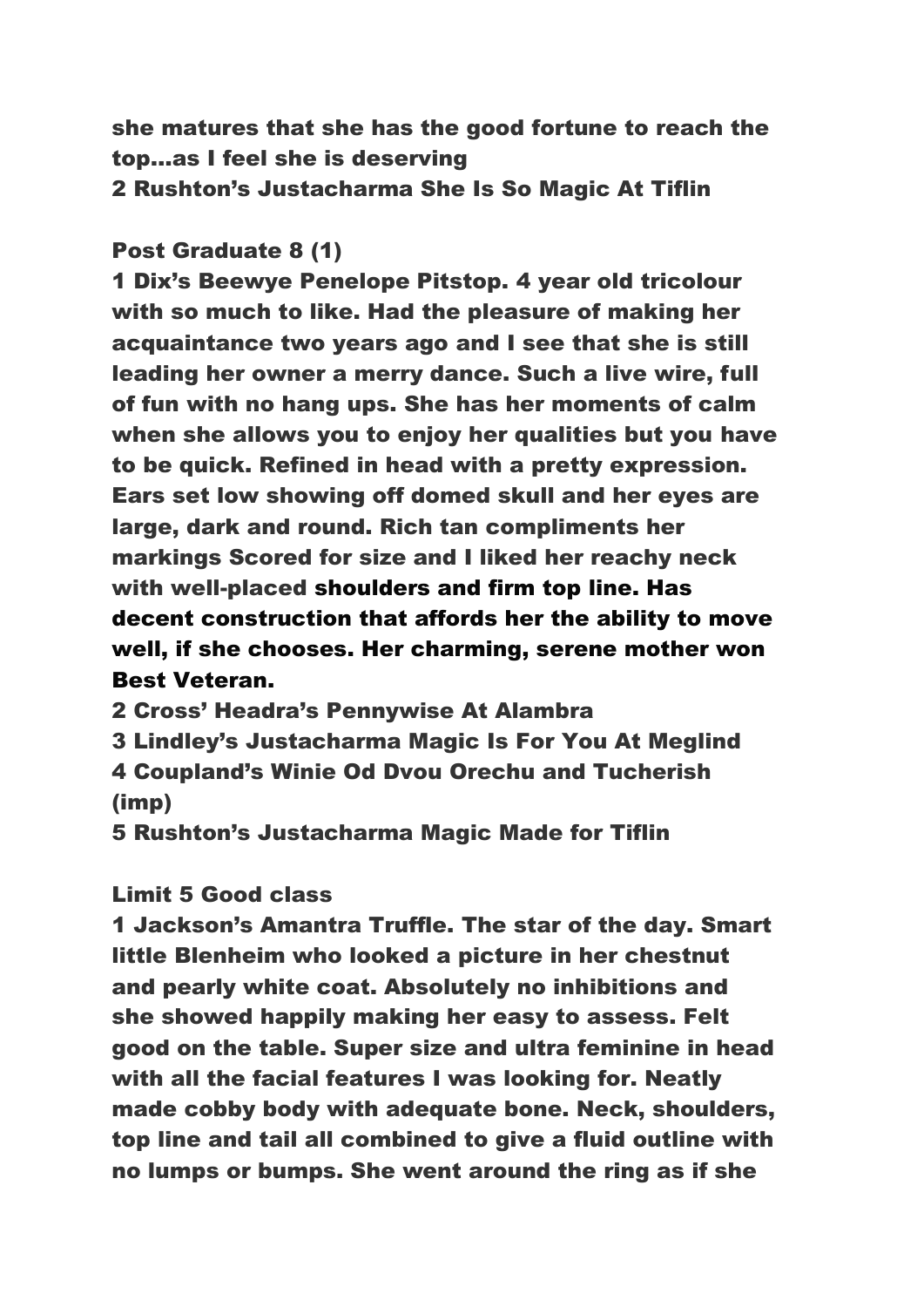she matures that she has the good fortune to reach the top…as I feel she is deserving

2 Rushton's Justacharma She Is So Magic At Tiflin

Post Graduate 8 (1)

1 Dix's Beewye Penelope Pitstop. 4 year old tricolour with so much to like. Had the pleasure of making her acquaintance two years ago and I see that she is still leading her owner a merry dance. Such a live wire, full of fun with no hang ups. She has her moments of calm when she allows you to enjoy her qualities but you have to be quick. Refined in head with a pretty expression. Ears set low showing off domed skull and her eyes are large, dark and round. Rich tan compliments her markings Scored for size and I liked her reachy neck with well-placed shoulders and firm top line. Has decent construction that affords her the ability to move well, if she chooses. Her charming, serene mother won Best Veteran.

2 Cross' Headra's Pennywise At Alambra

3 Lindley's Justacharma Magic Is For You At Meglind

4 Coupland's Winie Od Dvou Orechu and Tucherish (imp)

5 Rushton's Justacharma Magic Made for Tiflin

Limit 5 Good class

1 Jackson's Amantra Truffle. The star of the day. Smart little Blenheim who looked a picture in her chestnut and pearly white coat. Absolutely no inhibitions and she showed happily making her easy to assess. Felt good on the table. Super size and ultra feminine in head with all the facial features I was looking for. Neatly made cobby body with adequate bone. Neck, shoulders, top line and tail all combined to give a fluid outline with no lumps or bumps. She went around the ring as if she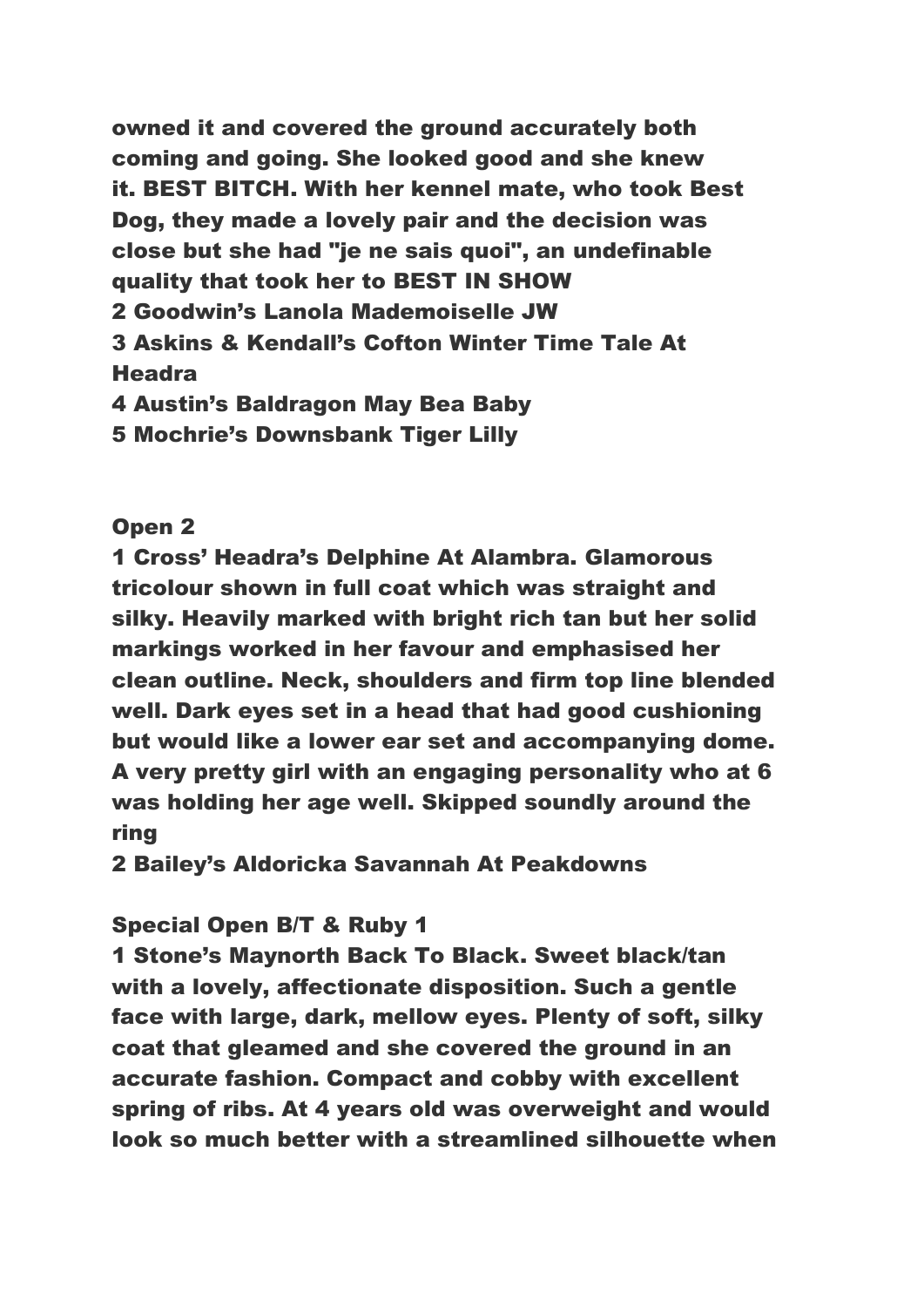**owned it and covered the ground accurately both coming and going. She looked good and she knew it. BEST BITCH. With her kennel mate, who took Best Dog, they made a lovely pair and the decision was close but she had "je ne sais quoi", an undefinable quality that took her to BEST IN SHOW**
**2 Goodwin's Lanola Mademoiselle JW**
**3 Askins & Kendall's Cofton Winter Time Tale At Headra**
**4 Austin's Baldragon May Bea Baby**
**5 Mochrie's Downsbank Tiger Lilly**

**Open 2**

**1 Cross' Headra's Delphine At Alambra. Glamorous tricolour shown in full coat which was straight and silky. Heavily marked with bright rich tan but her solid markings worked in her favour and emphasised her clean outline. Neck, shoulders and firm top line blended well. Dark eyes set in a head that had good cushioning but would like a lower ear set and accompanying dome. A very pretty girl with an engaging personality who at 6 was holding her age well. Skipped soundly around the ring**
**2 Bailey's Aldoricka Savannah At Peakdowns**

**Special Open B/T & Ruby 1**

**1 Stone's Maynorth Back To Black. Sweet black/tan with a lovely, affectionate disposition. Such a gentle face with large, dark, mellow eyes. Plenty of soft, silky coat that gleamed and she covered the ground in an accurate fashion. Compact and cobby with excellent spring of ribs. At 4 years old was overweight and would look so much better with a streamlined silhouette when**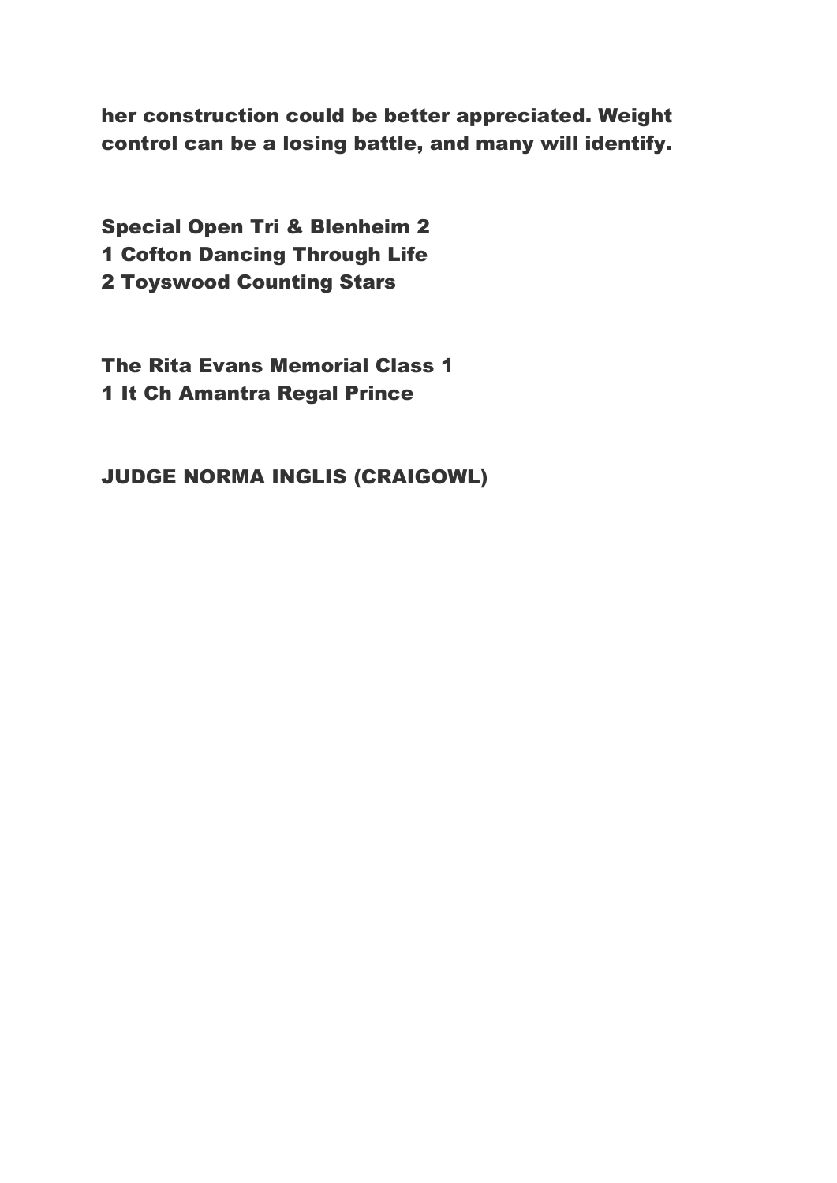**her construction could be better appreciated. Weight control can be a losing battle, and many will identify.**

**Special Open Tri & Blenheim 2**
**1 Cofton Dancing Through Life**
**2 Toyswood Counting Stars**

**The Rita Evans Memorial Class 1**
**1 It Ch Amantra Regal Prince**

**JUDGE NORMA INGLIS (CRAIGOWL)**